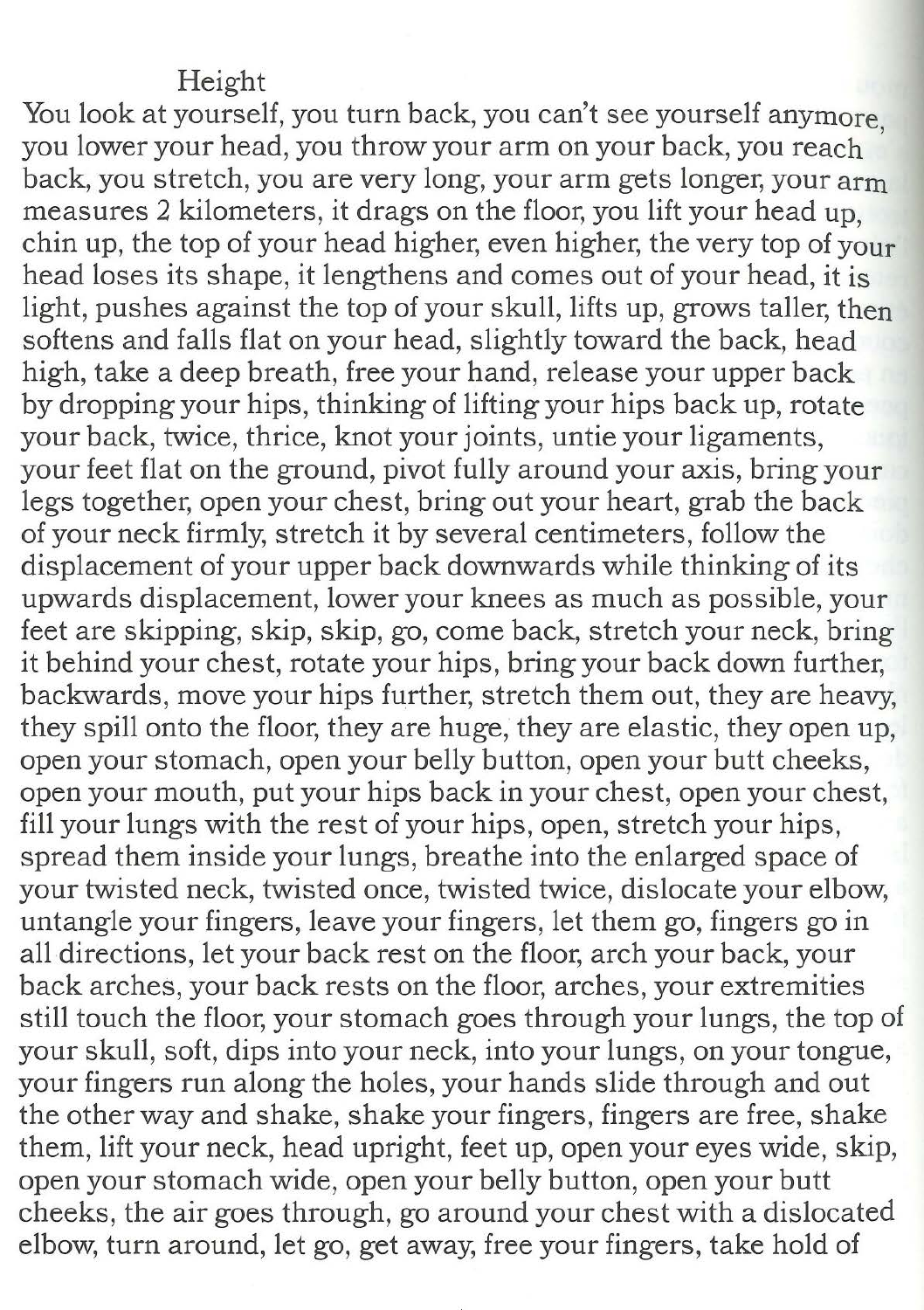# Height

You look at yourself, you turn back, you can't see yourself anymore, you lower your head, you throw your arm on your back, you reach back, you stretch, you are very long, your arm gets longer, your arm measures 2 kilometers, it drags on the floor, you lift your head up, chin up, the top of your head higher, even higher, the very top of your head loses its shape, it lengthens and comes out of your head, it is light, pushes against the top of your skull, lifts up, grows taller, then softens and falls flat on your head, slightly toward the back, head high, take a deep breath, free your hand, release your upper back by dropping your hips, thinking of lifting your hips back up, rotate your back, twice, thrice, knot your joints, untie your ligaments, your feet flat on the ground, pivot fully around your axis, bring your legs together, open your chest, bring out your heart, grab the back of your neck firmly, stretch it by several centimeters, follow the displacement of your upper back downwards while thinking of its upwards displacement, lower your knees as much as possible, your feet are skipping, skip, skip, go, come back, stretch your neck, bring it behind your chest, rotate your hips, bring your back down further, backwards, move your hips further, stretch them out, they are heavy, they spill onto the floor, they are huge, they are elastic, they open up, open your stomach, open your belly button, open your butt cheeks, open your mouth, put your hips back in your chest, open your chest, fill your lungs with the rest of your hips, open, stretch your hips, spread them inside your lungs, breathe into the enlarged space of your twisted neck, twisted once, twisted twice, dislocate your elbow, untangle your fingers, leave your fingers, let them go, fingers go in all directions, let your back rest on the floor, arch your back, your back arches, your back rests on the floor, arches, your extremities still touch the floor, your stomach goes through your lungs, the top of your skull, soft, dips into your neck, into your lungs, on your tongue, your fingers run along the holes, your hands slide through and out the other way and shake, shake your fingers, fingers are free, shake them, lift your neck, head upright, feet up, open your eyes wide, skip, open your stomach wide, open your belly button, open your butt cheeks, the air goes through, go around your chest with a dislocated elbow, turn around, let go, get away, free your fingers, take hold of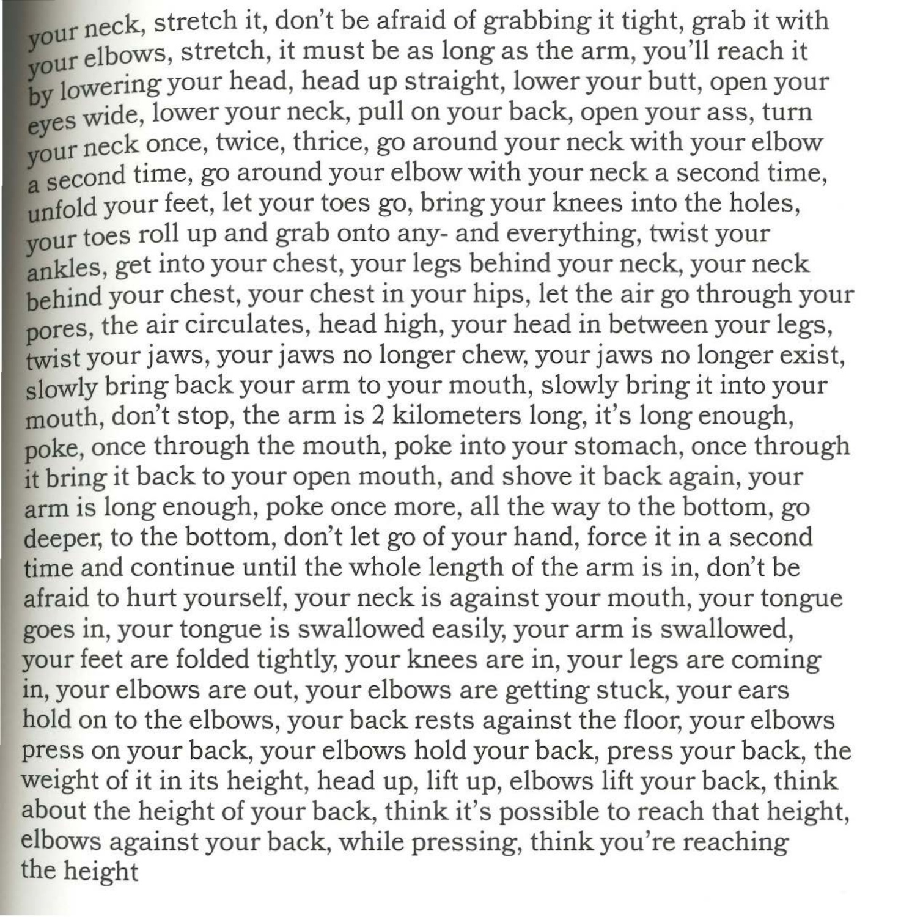your neck, stretch it, don't be afraid of grabbing it tight, grab it with your elbows, stretch, it must be as long as the arm, you'll reach it by lowering your head, head up straight, lower your butt, open your eyes wide, lower your neck, pull on your back, open your ass, turn your neck once, twice, thrice, go around your neck with your elbow a second time, go around your elbow with your neck a second time, unfold your feet, let your toes go, bring your knees into the holes, your toes roll up and grab onto any- and everything, twist your ankles, get into your chest, your legs behind your neck, your neck behind your chest, your chest in your hips, let the air go through your pores, the air circulates, head high, your head in between your legs, twist your jaws, your jaws no longer chew, your jaws no longer exist, slowly bring back your arm to your mouth, slowly bring it into your mouth, don't stop, the arm is 2 kilometers long, it's long enough, poke, once through the mouth, poke into your stomach, once through it bring it back to your open mouth, and shove it back again, your arm is long enough, poke once more, all the way to the bottom, go deeper, to the bottom, don't let go of your hand, force it in a second time and continue until the whole length of the arm is in, don't be afraid to hurt yourself, your neck is against your mouth, your tongue goes in, your tongue is swallowed easily, your arm is swallowed, your feet are folded tightly, your knees are in, your legs are coming in, your elbows are out, your elbows are getting stuck, your ears hold on to the elbows, your back rests against the floor, your elbows press on your back, your elbows hold your back, press your back, the weight of it in its height, head up, lift up, elbows lift your back, think about the height of your back, think it's possible to reach that height, elbows against your back, while pressing, think you're reaching the height